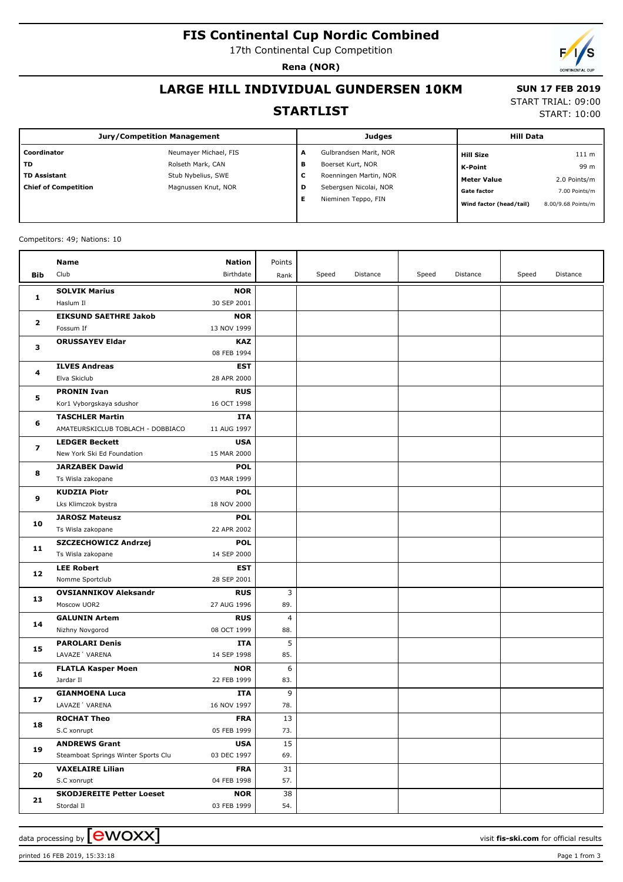# FIS Continental Cup Nordic Combined

17th Continental Cup Competition

**Rena (NOR)**

## LARGE HILL INDIVIDUAL GUNDERSEN 10KM

## STARTLIST

**SUN 17 FEB 2019**

START TRIAL: 09:00

START: 10:00

| Jury/Competition Management | | Judges | | Hill Data | |
|---|---|---|---|---|---|
| **Coordinator** | Neumayer Michael, FIS | **A** | Gulbrandsen Marit, NOR | **Hill Size** | 111 m |
| **TD** | Rolseth Mark, CAN | **B** | Boerset Kurt, NOR | **K-Point** | 99 m |
| **TD Assistant** | Stub Nybelius, SWE | **C** | Roenningen Martin, NOR | **Meter Value** | 2.0 Points/m |
| **Chief of Competition** | Magnussen Knut, NOR | **D** | Sebergsen Nicolai, NOR | **Gate factor** | 7.00 Points/m |
| | | **E** | Nieminen Teppo, FIN | **Wind factor (head/tail)** | 8.00/9.68 Points/m |

Competitors: 49; Nations: 10

| Bib | Name / Club | Nation / Birthdate | Points / Rank | Speed | Distance | Speed | Distance | Speed | Distance |
|---|---|---|---|---|---|---|---|---|---|
| 1 | **SOLVIK Marius**<br>Haslum Il | **NOR**<br>30 SEP 2001 | | | | | | | |
| 2 | **EIKSUND SAETHRE Jakob**<br>Fossum If | **NOR**<br>13 NOV 1999 | | | | | | | |
| 3 | **ORUSSAYEV Eldar** | **KAZ**<br>08 FEB 1994 | | | | | | | |
| 4 | **ILVES Andreas**<br>Elva Skiclub | **EST**<br>28 APR 2000 | | | | | | | |
| 5 | **PRONIN Ivan**<br>Kor1 Vyborgskaya sdushor | **RUS**<br>16 OCT 1998 | | | | | | | |
| 6 | **TASCHLER Martin**<br>AMATEURSKICLUB TOBLACH - DOBBIACO | **ITA**<br>11 AUG 1997 | | | | | | | |
| 7 | **LEDGER Beckett**<br>New York Ski Ed Foundation | **USA**<br>15 MAR 2000 | | | | | | | |
| 8 | **JARZABEK Dawid**<br>Ts Wisla zakopane | **POL**<br>03 MAR 1999 | | | | | | | |
| 9 | **KUDZIA Piotr**<br>Lks Klimczok bystra | **POL**<br>18 NOV 2000 | | | | | | | |
| 10 | **JAROSZ Mateusz**<br>Ts Wisla zakopane | **POL**<br>22 APR 2002 | | | | | | | |
| 11 | **SZCZECHOWICZ Andrzej**<br>Ts Wisla zakopane | **POL**<br>14 SEP 2000 | | | | | | | |
| 12 | **LEE Robert**<br>Nomme Sportclub | **EST**<br>28 SEP 2001 | | | | | | | |
| 13 | **OVSIANNIKOV Aleksandr**<br>Moscow UOR2 | **RUS**<br>27 AUG 1996 | 3<br>89. | | | | | | |
| 14 | **GALUNIN Artem**<br>Nizhny Novgorod | **RUS**<br>08 OCT 1999 | 4<br>88. | | | | | | |
| 15 | **PAROLARI Denis**<br>LAVAZE´ VARENA | **ITA**<br>14 SEP 1998 | 5<br>85. | | | | | | |
| 16 | **FLATLA Kasper Moen**<br>Jardar Il | **NOR**<br>22 FEB 1999 | 6<br>83. | | | | | | |
| 17 | **GIANMOENA Luca**<br>LAVAZE´ VARENA | **ITA**<br>16 NOV 1997 | 9<br>78. | | | | | | |
| 18 | **ROCHAT Theo**<br>S.C xonrupt | **FRA**<br>05 FEB 1999 | 13<br>73. | | | | | | |
| 19 | **ANDREWS Grant**<br>Steamboat Springs Winter Sports Clu | **USA**<br>03 DEC 1997 | 15<br>69. | | | | | | |
| 20 | **VAXELAIRE Lilian**<br>S.C xonrupt | **FRA**<br>04 FEB 1998 | 31<br>57. | | | | | | |
| 21 | **SKODJEREITE Petter Loeset**<br>Stordal Il | **NOR**<br>03 FEB 1999 | 38<br>54. | | | | | | |

data processing by ewoxx — visit **fis-ski.com** for official results

printed 16 FEB 2019, 15:33:18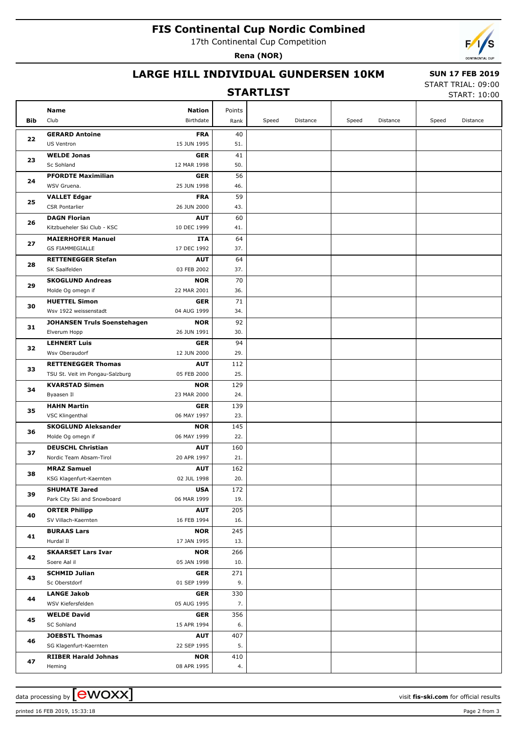# FIS Continental Cup Nordic Combined

17th Continental Cup Competition

**Rena (NOR)**

## LARGE HILL INDIVIDUAL GUNDERSEN 10KM

**SUN 17 FEB 2019**

START TRIAL: 09:00

START: 10:00

### STARTLIST

| Bib | Name / Club | Nation / Birthdate | Points / Rank | Speed | Distance | Speed | Distance | Speed | Distance |
|---|---|---|---|---|---|---|---|---|---|
| 22 | **GERARD Antoine** US Ventron | **FRA** 15 JUN 1995 | 40 51. | | | | | | |
| 23 | **WELDE Jonas** Sc Sohland | **GER** 12 MAR 1998 | 41 50. | | | | | | |
| 24 | **PFORDTE Maximilian** WSV Gruena. | **GER** 25 JUN 1998 | 56 46. | | | | | | |
| 25 | **VALLET Edgar** CSR Pontarlier | **FRA** 26 JUN 2000 | 59 43. | | | | | | |
| 26 | **DAGN Florian** Kitzbueheler Ski Club - KSC | **AUT** 10 DEC 1999 | 60 41. | | | | | | |
| 27 | **MAIERHOFER Manuel** GS FIAMMEGIALLE | **ITA** 17 DEC 1992 | 64 37. | | | | | | |
| 28 | **RETTENEGGER Stefan** SK Saalfelden | **AUT** 03 FEB 2002 | 64 37. | | | | | | |
| 29 | **SKOGLUND Andreas** Molde Og omegn if | **NOR** 22 MAR 2001 | 70 36. | | | | | | |
| 30 | **HUETTEL Simon** Wsv 1922 weissenstadt | **GER** 04 AUG 1999 | 71 34. | | | | | | |
| 31 | **JOHANSEN Truls Soenstehagen** Elverum Hopp | **NOR** 26 JUN 1991 | 92 30. | | | | | | |
| 32 | **LEHNERT Luis** Wsv Oberaudorf | **GER** 12 JUN 2000 | 94 29. | | | | | | |
| 33 | **RETTENEGGER Thomas** TSU St. Veit im Pongau-Salzburg | **AUT** 05 FEB 2000 | 112 25. | | | | | | |
| 34 | **KVARSTAD Simen** Byaasen Il | **NOR** 23 MAR 2000 | 129 24. | | | | | | |
| 35 | **HAHN Martin** VSC Klingenthal | **GER** 06 MAY 1997 | 139 23. | | | | | | |
| 36 | **SKOGLUND Aleksander** Molde Og omegn if | **NOR** 06 MAY 1999 | 145 22. | | | | | | |
| 37 | **DEUSCHL Christian** Nordic Team Absam-Tirol | **AUT** 20 APR 1997 | 160 21. | | | | | | |
| 38 | **MRAZ Samuel** KSG Klagenfurt-Kaernten | **AUT** 02 JUL 1998 | 162 20. | | | | | | |
| 39 | **SHUMATE Jared** Park City Ski and Snowboard | **USA** 06 MAR 1999 | 172 19. | | | | | | |
| 40 | **ORTER Philipp** SV Villach-Kaernten | **AUT** 16 FEB 1994 | 205 16. | | | | | | |
| 41 | **BURAAS Lars** Hurdal Il | **NOR** 17 JAN 1995 | 245 13. | | | | | | |
| 42 | **SKAARSET Lars Ivar** Soere Aal il | **NOR** 05 JAN 1998 | 266 10. | | | | | | |
| 43 | **SCHMID Julian** Sc Oberstdorf | **GER** 01 SEP 1999 | 271 9. | | | | | | |
| 44 | **LANGE Jakob** WSV Kiefersfelden | **GER** 05 AUG 1995 | 330 7. | | | | | | |
| 45 | **WELDE David** SC Sohland | **GER** 15 APR 1994 | 356 6. | | | | | | |
| 46 | **JOEBSTL Thomas** SG Klagenfurt-Kaernten | **AUT** 22 SEP 1995 | 407 5. | | | | | | |
| 47 | **RIIBER Harald Johnas** Heming | **NOR** 08 APR 1995 | 410 4. | | | | | | |

data processing by ewoxx — visit **fis-ski.com** for official results

printed 16 FEB 2019, 15:33:18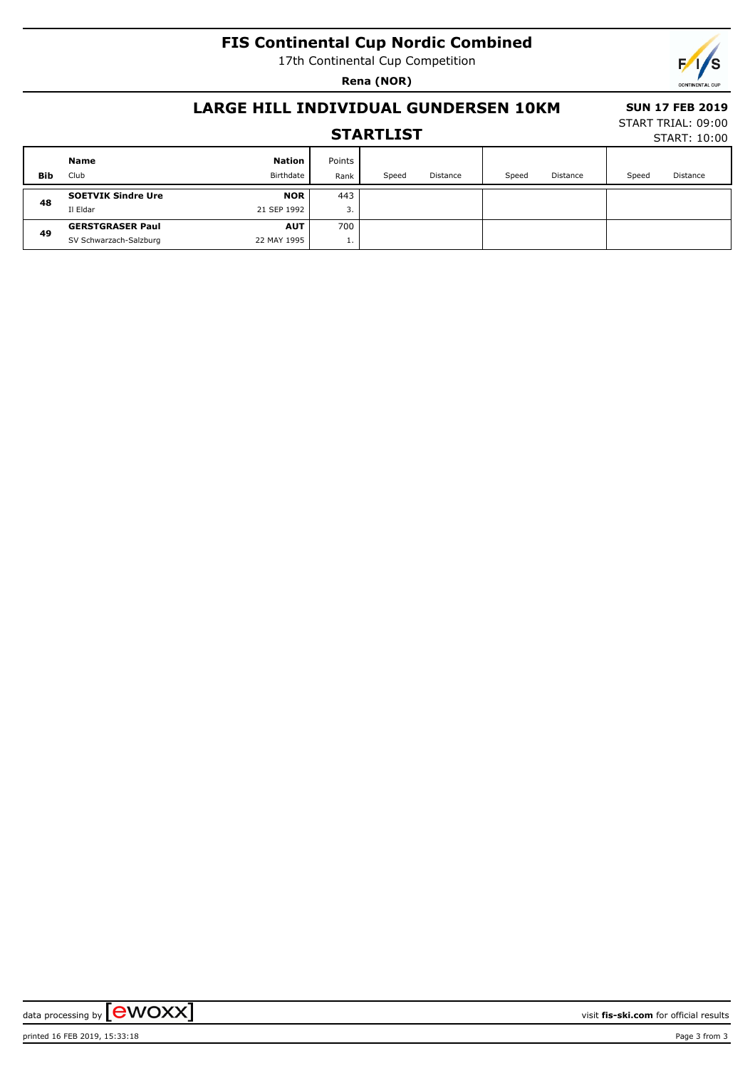# FIS Continental Cup Nordic Combined

17th Continental Cup Competition

**Rena (NOR)**

## LARGE HILL INDIVIDUAL GUNDERSEN 10KM

**SUN 17 FEB 2019**

START TRIAL: 09:00

START: 10:00

## STARTLIST

| Bib | Name / Club | Nation / Birthdate | Points / Rank | Speed | Distance | Speed | Distance | Speed | Distance |
|---|---|---|---|---|---|---|---|---|---|
| 48 | **SOETVIK Sindre Ure** Il Eldar | **NOR** 21 SEP 1992 | 443 3. | | | | | | |
| 49 | **GERSTGRASER Paul** SV Schwarzach-Salzburg | **AUT** 22 MAY 1995 | 700 1. | | | | | | |

data processing by [ewoxx] visit **fis-ski.com** for official results

printed 16 FEB 2019, 15:33:18